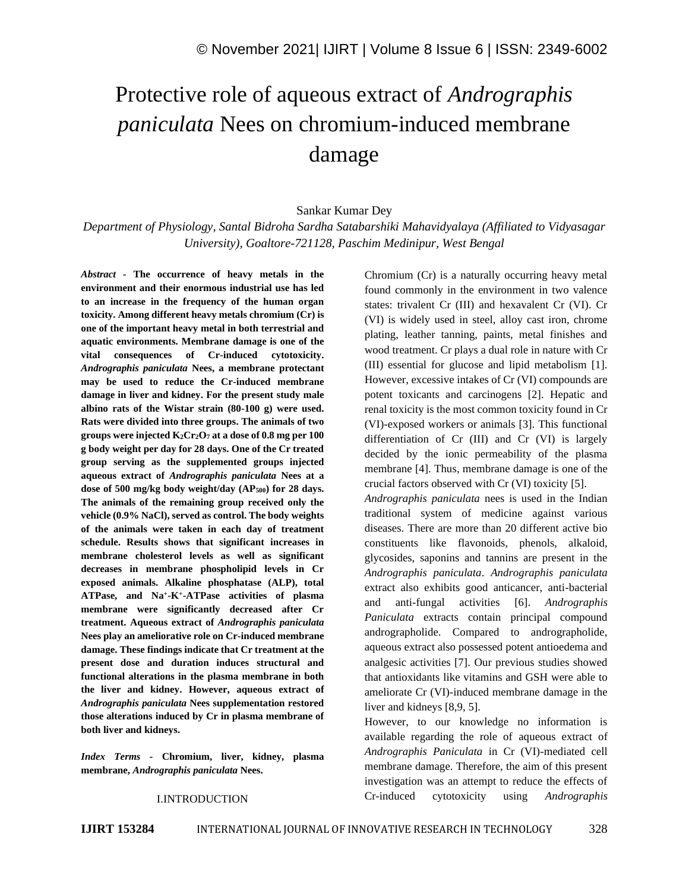# Protective role of aqueous extract of *Andrographis paniculata* Nees on chromium-induced membrane damage

Sankar Kumar Dey

*Department of Physiology, Santal Bidroha Sardha Satabarshiki Mahavidyalaya (Affiliated to Vidyasagar University), Goaltore-721128, Paschim Medinipur, West Bengal*

***Abstract*** - **The occurrence of heavy metals in the environment and their enormous industrial use has led to an increase in the frequency of the human organ toxicity. Among different heavy metals chromium (Cr) is one of the important heavy metal in both terrestrial and aquatic environments. Membrane damage is one of the vital consequences of Cr-induced cytotoxicity. *Andrographis paniculata* Nees, a membrane protectant may be used to reduce the Cr-induced membrane damage in liver and kidney. For the present study male albino rats of the Wistar strain (80-100 g) were used. Rats were divided into three groups. The animals of two groups were injected $K_2Cr_2O_7$ at a dose of 0.8 mg per 100 g body weight per day for 28 days. One of the Cr treated group serving as the supplemented groups injected aqueous extract of *Andrographis paniculata* Nees at a dose of 500 mg/kg body weight/day ($AP_{500}$) for 28 days. The animals of the remaining group received only the vehicle (0.9% NaCl), served as control. The body weights of the animals were taken in each day of treatment schedule. Results shows that significant increases in membrane cholesterol levels as well as significant decreases in membrane phospholipid levels in Cr exposed animals. Alkaline phosphatase (ALP), total ATPase, and $Na^+$-$K^+$-ATPase activities of plasma membrane were significantly decreased after Cr treatment. Aqueous extract of *Andrographis paniculata* Nees play an ameliorative role on Cr-induced membrane damage. These findings indicate that Cr treatment at the present dose and duration induces structural and functional alterations in the plasma membrane in both the liver and kidney. However, aqueous extract of *Andrographis paniculata* Nees supplementation restored those alterations induced by Cr in plasma membrane of both liver and kidneys.**

***Index Terms*** - **Chromium, liver, kidney, plasma membrane, *Andrographis paniculata* Nees.**

## I.INTRODUCTION

Chromium (Cr) is a naturally occurring heavy metal found commonly in the environment in two valence states: trivalent Cr (III) and hexavalent Cr (VI). Cr (VI) is widely used in steel, alloy cast iron, chrome plating, leather tanning, paints, metal finishes and wood treatment. Cr plays a dual role in nature with Cr (III) essential for glucose and lipid metabolism [1]. However, excessive intakes of Cr (VI) compounds are potent toxicants and carcinogens [2]. Hepatic and renal toxicity is the most common toxicity found in Cr (VI)-exposed workers or animals [3]. This functional differentiation of Cr (III) and Cr (VI) is largely decided by the ionic permeability of the plasma membrane [4]. Thus, membrane damage is one of the crucial factors observed with Cr (VI) toxicity [5].

*Andrographis paniculata* nees is used in the Indian traditional system of medicine against various diseases. There are more than 20 different active bio constituents like flavonoids, phenols, alkaloid, glycosides, saponins and tannins are present in the *Andrographis paniculata*. *Andrographis paniculata* extract also exhibits good anticancer, anti-bacterial and anti-fungal activities [6]. *Andrographis Paniculata* extracts contain principal compound andrographolide. Compared to andrographolide, aqueous extract also possessed potent antioedema and analgesic activities [7]. Our previous studies showed that antioxidants like vitamins and GSH were able to ameliorate Cr (VI)-induced membrane damage in the liver and kidneys [8,9, 5].

However, to our knowledge no information is available regarding the role of aqueous extract of *Andrographis Paniculata* in Cr (VI)-mediated cell membrane damage. Therefore, the aim of this present investigation was an attempt to reduce the effects of Cr-induced cytotoxicity using *Andrographis*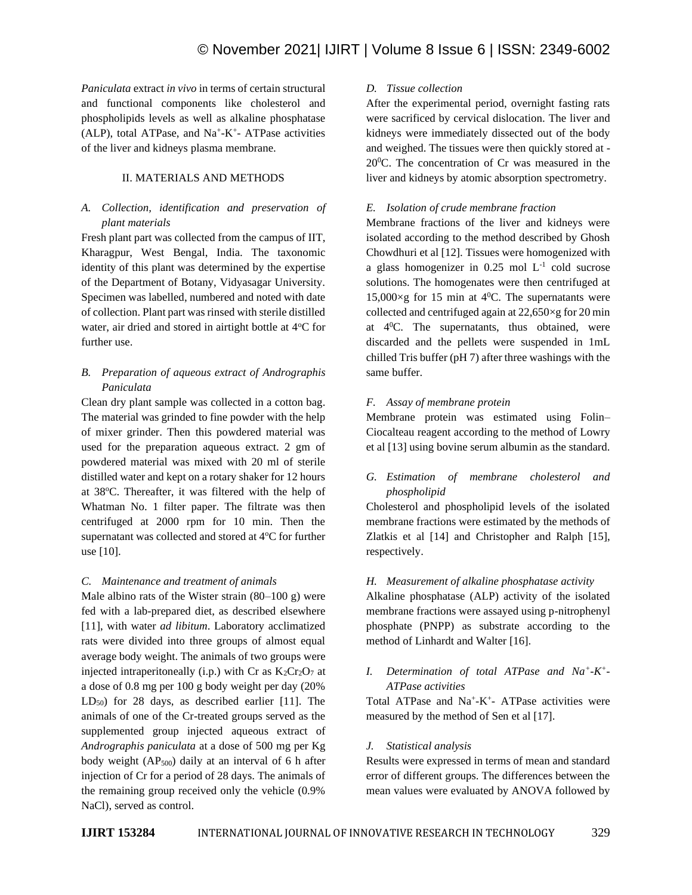*Paniculata* extract *in vivo* in terms of certain structural and functional components like cholesterol and phospholipids levels as well as alkaline phosphatase (ALP), total ATPase, and $Na^+$-$K^+$- ATPase activities of the liver and kidneys plasma membrane.

## II. MATERIALS AND METHODS

### *A. Collection, identification and preservation of plant materials*

Fresh plant part was collected from the campus of IIT, Kharagpur, West Bengal, India. The taxonomic identity of this plant was determined by the expertise of the Department of Botany, Vidyasagar University. Specimen was labelled, numbered and noted with date of collection. Plant part was rinsed with sterile distilled water, air dried and stored in airtight bottle at 4°C for further use.

### *B. Preparation of aqueous extract of Andrographis Paniculata*

Clean dry plant sample was collected in a cotton bag. The material was grinded to fine powder with the help of mixer grinder. Then this powdered material was used for the preparation aqueous extract. 2 gm of powdered material was mixed with 20 ml of sterile distilled water and kept on a rotary shaker for 12 hours at 38°C. Thereafter, it was filtered with the help of Whatman No. 1 filter paper. The filtrate was then centrifuged at 2000 rpm for 10 min. Then the supernatant was collected and stored at 4°C for further use [10].

### *C. Maintenance and treatment of animals*

Male albino rats of the Wister strain (80–100 g) were fed with a lab-prepared diet, as described elsewhere [11], with water *ad libitum*. Laboratory acclimatized rats were divided into three groups of almost equal average body weight. The animals of two groups were injected intraperitoneally (i.p.) with Cr as $K_2Cr_2O_7$ at a dose of 0.8 mg per 100 g body weight per day (20% $LD_{50}$) for 28 days, as described earlier [11]. The animals of one of the Cr-treated groups served as the supplemented group injected aqueous extract of *Andrographis paniculata* at a dose of 500 mg per Kg body weight ($AP_{500}$) daily at an interval of 6 h after injection of Cr for a period of 28 days. The animals of the remaining group received only the vehicle (0.9% NaCl), served as control.

### *D. Tissue collection*

After the experimental period, overnight fasting rats were sacrificed by cervical dislocation. The liver and kidneys were immediately dissected out of the body and weighed. The tissues were then quickly stored at -20°C. The concentration of Cr was measured in the liver and kidneys by atomic absorption spectrometry.

### *E. Isolation of crude membrane fraction*

Membrane fractions of the liver and kidneys were isolated according to the method described by Ghosh Chowdhuri et al [12]. Tissues were homogenized with a glass homogenizer in 0.25 mol $L^{-1}$ cold sucrose solutions. The homogenates were then centrifuged at 15,000×g for 15 min at 4°C. The supernatants were collected and centrifuged again at 22,650×g for 20 min at 4°C. The supernatants, thus obtained, were discarded and the pellets were suspended in 1mL chilled Tris buffer (pH 7) after three washings with the same buffer.

### *F. Assay of membrane protein*

Membrane protein was estimated using Folin–Ciocalteau reagent according to the method of Lowry et al [13] using bovine serum albumin as the standard.

### *G. Estimation of membrane cholesterol and phospholipid*

Cholesterol and phospholipid levels of the isolated membrane fractions were estimated by the methods of Zlatkis et al [14] and Christopher and Ralph [15], respectively.

### *H. Measurement of alkaline phosphatase activity*

Alkaline phosphatase (ALP) activity of the isolated membrane fractions were assayed using p-nitrophenyl phosphate (PNPP) as substrate according to the method of Linhardt and Walter [16].

### *I. Determination of total ATPase and $Na^+$-$K^+$-ATPase activities*

Total ATPase and $Na^+$-$K^+$- ATPase activities were measured by the method of Sen et al [17].

### *J. Statistical analysis*

Results were expressed in terms of mean and standard error of different groups. The differences between the mean values were evaluated by ANOVA followed by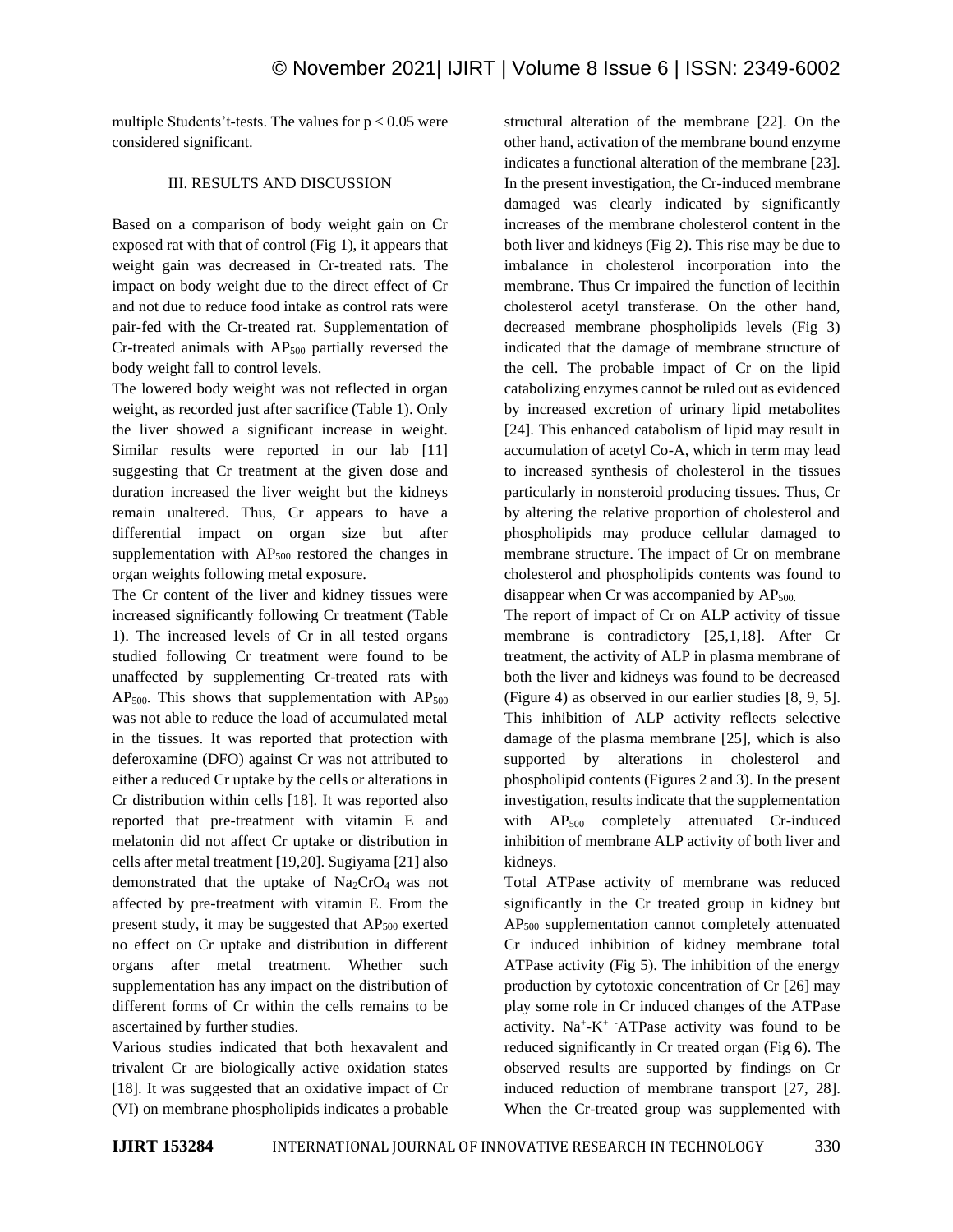multiple Students't-tests. The values for $p < 0.05$ were considered significant.

## III. RESULTS AND DISCUSSION

Based on a comparison of body weight gain on Cr exposed rat with that of control (Fig 1), it appears that weight gain was decreased in Cr-treated rats. The impact on body weight due to the direct effect of Cr and not due to reduce food intake as control rats were pair-fed with the Cr-treated rat. Supplementation of Cr-treated animals with $AP_{500}$ partially reversed the body weight fall to control levels.

The lowered body weight was not reflected in organ weight, as recorded just after sacrifice (Table 1). Only the liver showed a significant increase in weight. Similar results were reported in our lab [11] suggesting that Cr treatment at the given dose and duration increased the liver weight but the kidneys remain unaltered. Thus, Cr appears to have a differential impact on organ size but after supplementation with $AP_{500}$ restored the changes in organ weights following metal exposure.

The Cr content of the liver and kidney tissues were increased significantly following Cr treatment (Table 1). The increased levels of Cr in all tested organs studied following Cr treatment were found to be unaffected by supplementing Cr-treated rats with $AP_{500}$. This shows that supplementation with $AP_{500}$ was not able to reduce the load of accumulated metal in the tissues. It was reported that protection with deferoxamine (DFO) against Cr was not attributed to either a reduced Cr uptake by the cells or alterations in Cr distribution within cells [18]. It was reported also reported that pre-treatment with vitamin E and melatonin did not affect Cr uptake or distribution in cells after metal treatment [19,20]. Sugiyama [21] also demonstrated that the uptake of $Na_2CrO_4$ was not affected by pre-treatment with vitamin E. From the present study, it may be suggested that $AP_{500}$ exerted no effect on Cr uptake and distribution in different organs after metal treatment. Whether such supplementation has any impact on the distribution of different forms of Cr within the cells remains to be ascertained by further studies.

Various studies indicated that both hexavalent and trivalent Cr are biologically active oxidation states [18]. It was suggested that an oxidative impact of Cr (VI) on membrane phospholipids indicates a probable structural alteration of the membrane [22]. On the other hand, activation of the membrane bound enzyme indicates a functional alteration of the membrane [23]. In the present investigation, the Cr-induced membrane damaged was clearly indicated by significantly increases of the membrane cholesterol content in the both liver and kidneys (Fig 2). This rise may be due to imbalance in cholesterol incorporation into the membrane. Thus Cr impaired the function of lecithin cholesterol acetyl transferase. On the other hand, decreased membrane phospholipids levels (Fig 3) indicated that the damage of membrane structure of the cell. The probable impact of Cr on the lipid catabolizing enzymes cannot be ruled out as evidenced by increased excretion of urinary lipid metabolites [24]. This enhanced catabolism of lipid may result in accumulation of acetyl Co-A, which in term may lead to increased synthesis of cholesterol in the tissues particularly in nonsteroid producing tissues. Thus, Cr by altering the relative proportion of cholesterol and phospholipids may produce cellular damaged to membrane structure. The impact of Cr on membrane cholesterol and phospholipids contents was found to disappear when Cr was accompanied by $AP_{500}$.

The report of impact of Cr on ALP activity of tissue membrane is contradictory [25,1,18]. After Cr treatment, the activity of ALP in plasma membrane of both the liver and kidneys was found to be decreased (Figure 4) as observed in our earlier studies [8, 9, 5]. This inhibition of ALP activity reflects selective damage of the plasma membrane [25], which is also supported by alterations in cholesterol and phospholipid contents (Figures 2 and 3). In the present investigation, results indicate that the supplementation with $AP_{500}$ completely attenuated Cr-induced inhibition of membrane ALP activity of both liver and kidneys.

Total ATPase activity of membrane was reduced significantly in the Cr treated group in kidney but $AP_{500}$ supplementation cannot completely attenuated Cr induced inhibition of kidney membrane total ATPase activity (Fig 5). The inhibition of the energy production by cytotoxic concentration of Cr [26] may play some role in Cr induced changes of the ATPase activity. $Na^+$-$K^+$ -ATPase activity was found to be reduced significantly in Cr treated organ (Fig 6). The observed results are supported by findings on Cr induced reduction of membrane transport [27, 28]. When the Cr-treated group was supplemented with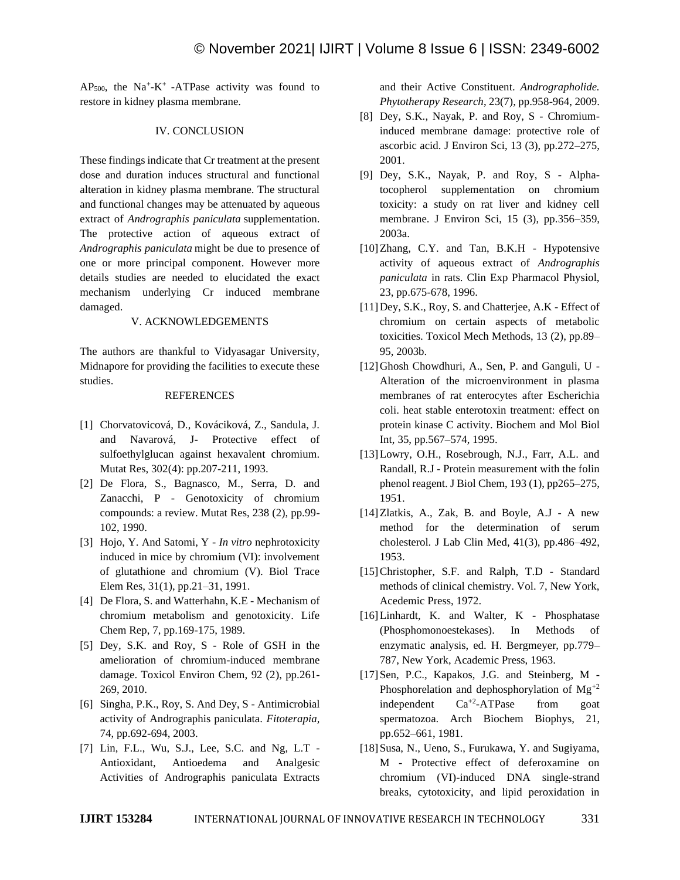$AP_{500}$, the $Na^+$-$K^+$ -ATPase activity was found to restore in kidney plasma membrane.

## IV. CONCLUSION

These findings indicate that Cr treatment at the present dose and duration induces structural and functional alteration in kidney plasma membrane. The structural and functional changes may be attenuated by aqueous extract of *Andrographis paniculata* supplementation. The protective action of aqueous extract of *Andrographis paniculata* might be due to presence of one or more principal component. However more details studies are needed to elucidated the exact mechanism underlying Cr induced membrane damaged.

## V. ACKNOWLEDGEMENTS

The authors are thankful to Vidyasagar University, Midnapore for providing the facilities to execute these studies.

## REFERENCES

[1] Chorvatovicová, D., Kováciková, Z., Sandula, J. and Navarová, J- Protective effect of sulfoethylglucan against hexavalent chromium. Mutat Res, 302(4): pp.207-211, 1993.

[2] De Flora, S., Bagnasco, M., Serra, D. and Zanacchi, P - Genotoxicity of chromium compounds: a review. Mutat Res, 238 (2), pp.99-102, 1990.

[3] Hojo, Y. And Satomi, Y - *In vitro* nephrotoxicity induced in mice by chromium (VI): involvement of glutathione and chromium (V). Biol Trace Elem Res, 31(1), pp.21–31, 1991.

[4] De Flora, S. and Watterhahn, K.E - Mechanism of chromium metabolism and genotoxicity. Life Chem Rep, 7, pp.169-175, 1989.

[5] Dey, S.K. and Roy, S - Role of GSH in the amelioration of chromium-induced membrane damage. Toxicol Environ Chem, 92 (2), pp.261-269, 2010.

[6] Singha, P.K., Roy, S. And Dey, S - Antimicrobial activity of Andrographis paniculata. *Fitoterapia*, 74, pp.692-694, 2003.

[7] Lin, F.L., Wu, S.J., Lee, S.C. and Ng, L.T - Antioxidant, Antioedema and Analgesic Activities of Andrographis paniculata Extracts and their Active Constituent. *Andrographolide. Phytotherapy Research*, 23(7), pp.958-964, 2009.

[8] Dey, S.K., Nayak, P. and Roy, S - Chromium-induced membrane damage: protective role of ascorbic acid. J Environ Sci, 13 (3), pp.272–275, 2001.

[9] Dey, S.K., Nayak, P. and Roy, S - Alpha-tocopherol supplementation on chromium toxicity: a study on rat liver and kidney cell membrane. J Environ Sci, 15 (3), pp.356–359, 2003a.

[10] Zhang, C.Y. and Tan, B.K.H - Hypotensive activity of aqueous extract of *Andrographis paniculata* in rats. Clin Exp Pharmacol Physiol, 23, pp.675-678, 1996.

[11] Dey, S.K., Roy, S. and Chatterjee, A.K - Effect of chromium on certain aspects of metabolic toxicities. Toxicol Mech Methods, 13 (2), pp.89–95, 2003b.

[12] Ghosh Chowdhuri, A., Sen, P. and Ganguli, U - Alteration of the microenvironment in plasma membranes of rat enterocytes after Escherichia coli. heat stable enterotoxin treatment: effect on protein kinase C activity. Biochem and Mol Biol Int, 35, pp.567–574, 1995.

[13] Lowry, O.H., Rosebrough, N.J., Farr, A.L. and Randall, R.J - Protein measurement with the folin phenol reagent. J Biol Chem, 193 (1), pp265–275, 1951.

[14] Zlatkis, A., Zak, B. and Boyle, A.J - A new method for the determination of serum cholesterol. J Lab Clin Med, 41(3), pp.486–492, 1953.

[15] Christopher, S.F. and Ralph, T.D - Standard methods of clinical chemistry. Vol. 7, New York, Acedemic Press, 1972.

[16] Linhardt, K. and Walter, K - Phosphatase (Phosphomonoestekases). In Methods of enzymatic analysis, ed. H. Bergmeyer, pp.779–787, New York, Academic Press, 1963.

[17] Sen, P.C., Kapakos, J.G. and Steinberg, M - Phosphorelation and dephosphorylation of $Mg^{+2}$ independent $Ca^{+2}$-ATPase from goat spermatozoa. Arch Biochem Biophys, 21, pp.652–661, 1981.

[18] Susa, N., Ueno, S., Furukawa, Y. and Sugiyama, M - Protective effect of deferoxamine on chromium (VI)-induced DNA single-strand breaks, cytotoxicity, and lipid peroxidation in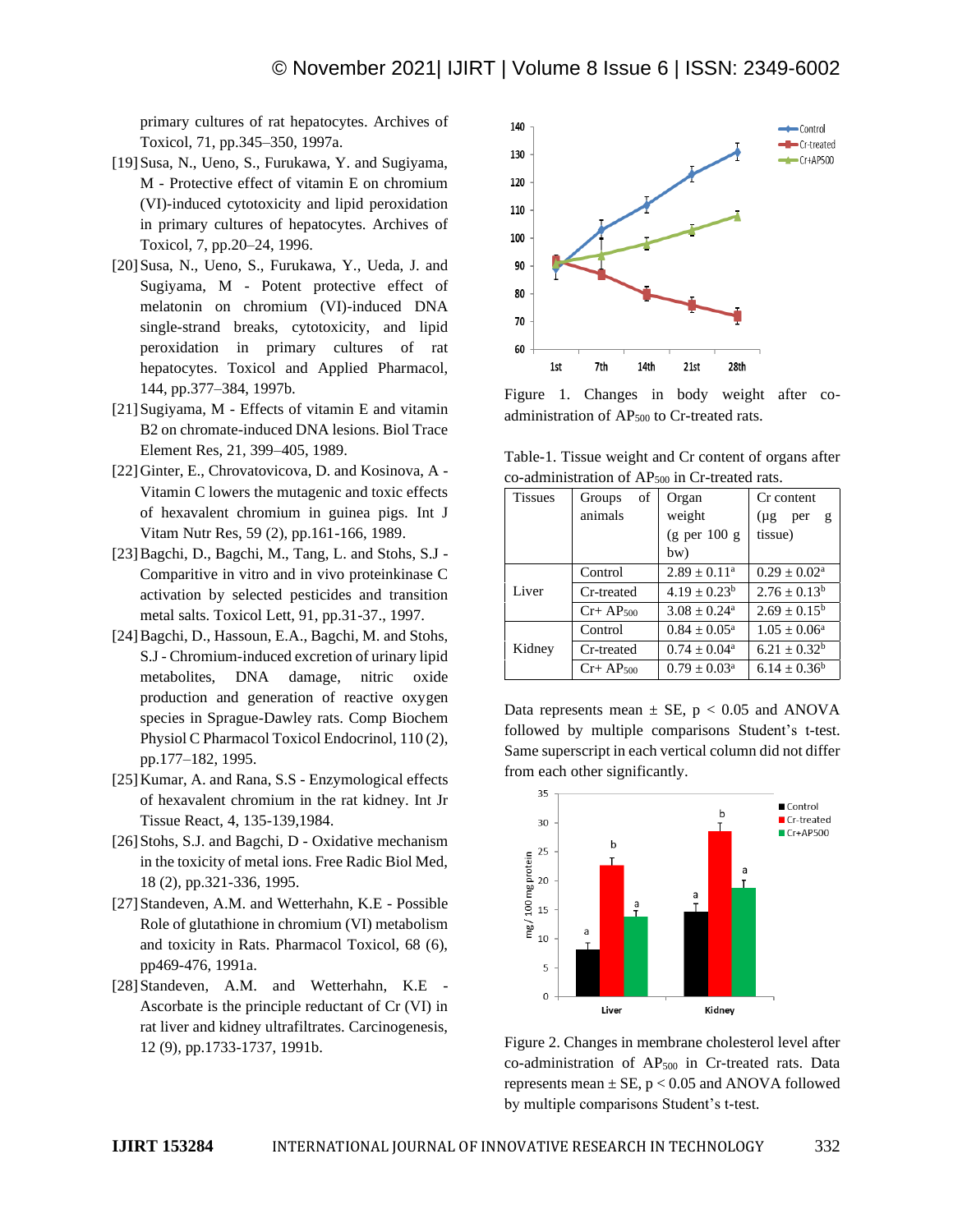primary cultures of rat hepatocytes. Archives of Toxicol, 71, pp.345–350, 1997a.

[19] Susa, N., Ueno, S., Furukawa, Y. and Sugiyama, M - Protective effect of vitamin E on chromium (VI)-induced cytotoxicity and lipid peroxidation in primary cultures of hepatocytes. Archives of Toxicol, 7, pp.20–24, 1996.

[20] Susa, N., Ueno, S., Furukawa, Y., Ueda, J. and Sugiyama, M - Potent protective effect of melatonin on chromium (VI)-induced DNA single-strand breaks, cytotoxicity, and lipid peroxidation in primary cultures of rat hepatocytes. Toxicol and Applied Pharmacol, 144, pp.377–384, 1997b.

[21] Sugiyama, M - Effects of vitamin E and vitamin B2 on chromate-induced DNA lesions. Biol Trace Element Res, 21, 399–405, 1989.

[22] Ginter, E., Chrovatovicova, D. and Kosinova, A - Vitamin C lowers the mutagenic and toxic effects of hexavalent chromium in guinea pigs. Int J Vitam Nutr Res, 59 (2), pp.161-166, 1989.

[23] Bagchi, D., Bagchi, M., Tang, L. and Stohs, S.J - Comparitive in vitro and in vivo proteinkinase C activation by selected pesticides and transition metal salts. Toxicol Lett, 91, pp.31-37., 1997.

[24] Bagchi, D., Hassoun, E.A., Bagchi, M. and Stohs, S.J - Chromium-induced excretion of urinary lipid metabolites, DNA damage, nitric oxide production and generation of reactive oxygen species in Sprague-Dawley rats. Comp Biochem Physiol C Pharmacol Toxicol Endocrinol, 110 (2), pp.177–182, 1995.

[25] Kumar, A. and Rana, S.S - Enzymological effects of hexavalent chromium in the rat kidney. Int Jr Tissue React, 4, 135-139,1984.

[26] Stohs, S.J. and Bagchi, D - Oxidative mechanism in the toxicity of metal ions. Free Radic Biol Med, 18 (2), pp.321-336, 1995.

[27] Standeven, A.M. and Wetterhahn, K.E - Possible Role of glutathione in chromium (VI) metabolism and toxicity in Rats. Pharmacol Toxicol, 68 (6), pp469-476, 1991a.

[28] Standeven, A.M. and Wetterhahn, K.E - Ascorbate is the principle reductant of Cr (VI) in rat liver and kidney ultrafiltrates. Carcinogenesis, 12 (9), pp.1733-1737, 1991b.

Figure 1. Changes in body weight after co-administration of $AP_{500}$ to Cr-treated rats.

Table-1. Tissue weight and Cr content of organs after co-administration of $AP_{500}$ in Cr-treated rats.

| Tissues | Groups of animals | Organ weight (g per 100 g bw) | Cr content (µg per g tissue) |
|---|---|---|---|
| Liver | Control | $2.89 \pm 0.11^a$ | $0.29 \pm 0.02^a$ |
| | Cr-treated | $4.19 \pm 0.23^b$ | $2.76 \pm 0.13^b$ |
| | Cr+ $AP_{500}$ | $3.08 \pm 0.24^a$ | $2.69 \pm 0.15^b$ |
| Kidney | Control | $0.84 \pm 0.05^a$ | $1.05 \pm 0.06^a$ |
| | Cr-treated | $0.74 \pm 0.04^a$ | $6.21 \pm 0.32^b$ |
| | Cr+ $AP_{500}$ | $0.79 \pm 0.03^a$ | $6.14 \pm 0.36^b$ |

Data represents mean ± SE, $p < 0.05$ and ANOVA followed by multiple comparisons Student's t-test. Same superscript in each vertical column did not differ from each other significantly.

Figure 2. Changes in membrane cholesterol level after co-administration of $AP_{500}$ in Cr-treated rats. Data represents mean ± SE, $p < 0.05$ and ANOVA followed by multiple comparisons Student's t-test.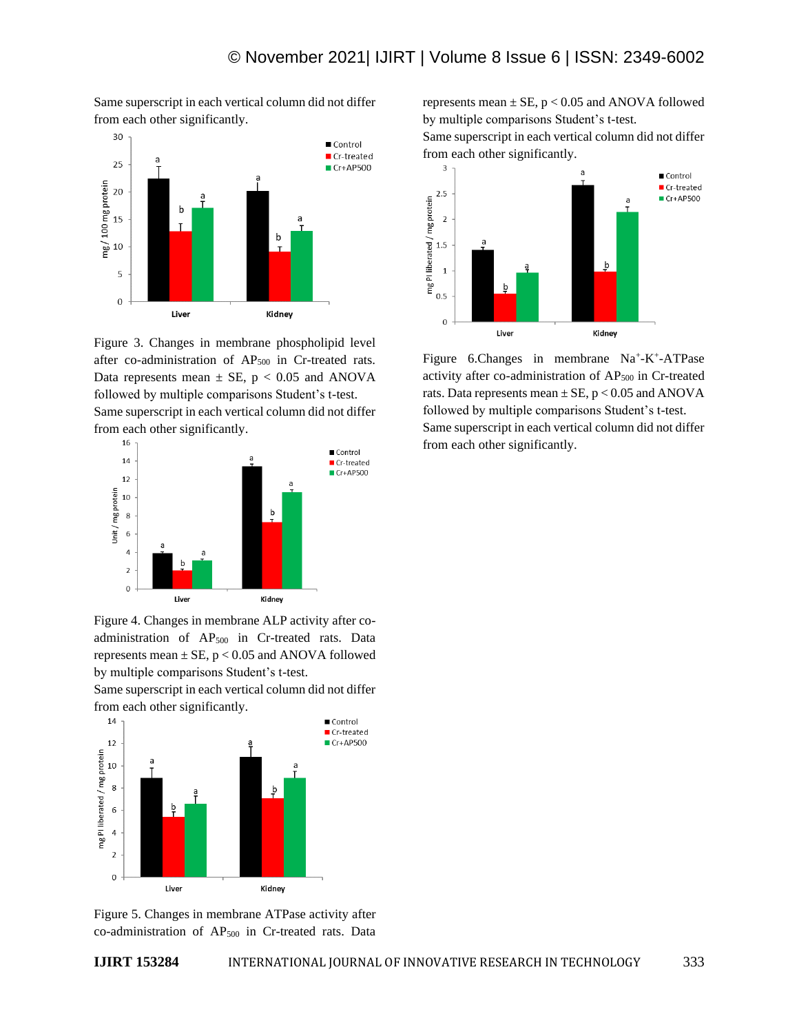Same superscript in each vertical column did not differ from each other significantly.

30
25
20
15
10
5
0
mg / 100 mg protein
Control
Cr-treated
Cr+AP500
a
b
a
a
b
a
Liver
Kidney

Figure 3. Changes in membrane phospholipid level after co-administration of $AP_{500}$ in Cr-treated rats. Data represents mean ± SE, $p < 0.05$ and ANOVA followed by multiple comparisons Student's t-test.
Same superscript in each vertical column did not differ from each other significantly.

16
14
12
10
8
6
4
2
0
Unit / mg protein
Control
Cr-treated
Cr+AP500
a
b
a
a
b
a
Liver
Kidney

Figure 4. Changes in membrane ALP activity after co-administration of $AP_{500}$ in Cr-treated rats. Data represents mean ± SE, $p < 0.05$ and ANOVA followed by multiple comparisons Student's t-test.
Same superscript in each vertical column did not differ from each other significantly.

14
12
10
8
6
4
2
0
mg Pi liberated / mg protein
Control
Cr-treated
Cr+AP500
a
b
a
a
b
a
Liver
Kidney

Figure 5. Changes in membrane ATPase activity after co-administration of $AP_{500}$ in Cr-treated rats. Data represents mean ± SE, $p < 0.05$ and ANOVA followed by multiple comparisons Student's t-test.
Same superscript in each vertical column did not differ from each other significantly.

3
2.5
2
1.5
1
0.5
0
mg Pi liberated / mg protein
Control
Cr-treated
Cr+AP500
a
b
a
a
b
a
Liver
Kidney

Figure 6.Changes in membrane $Na^{+}$-$K^{+}$-ATPase activity after co-administration of $AP_{500}$ in Cr-treated rats. Data represents mean ± SE, $p < 0.05$ and ANOVA followed by multiple comparisons Student's t-test.
Same superscript in each vertical column did not differ from each other significantly.